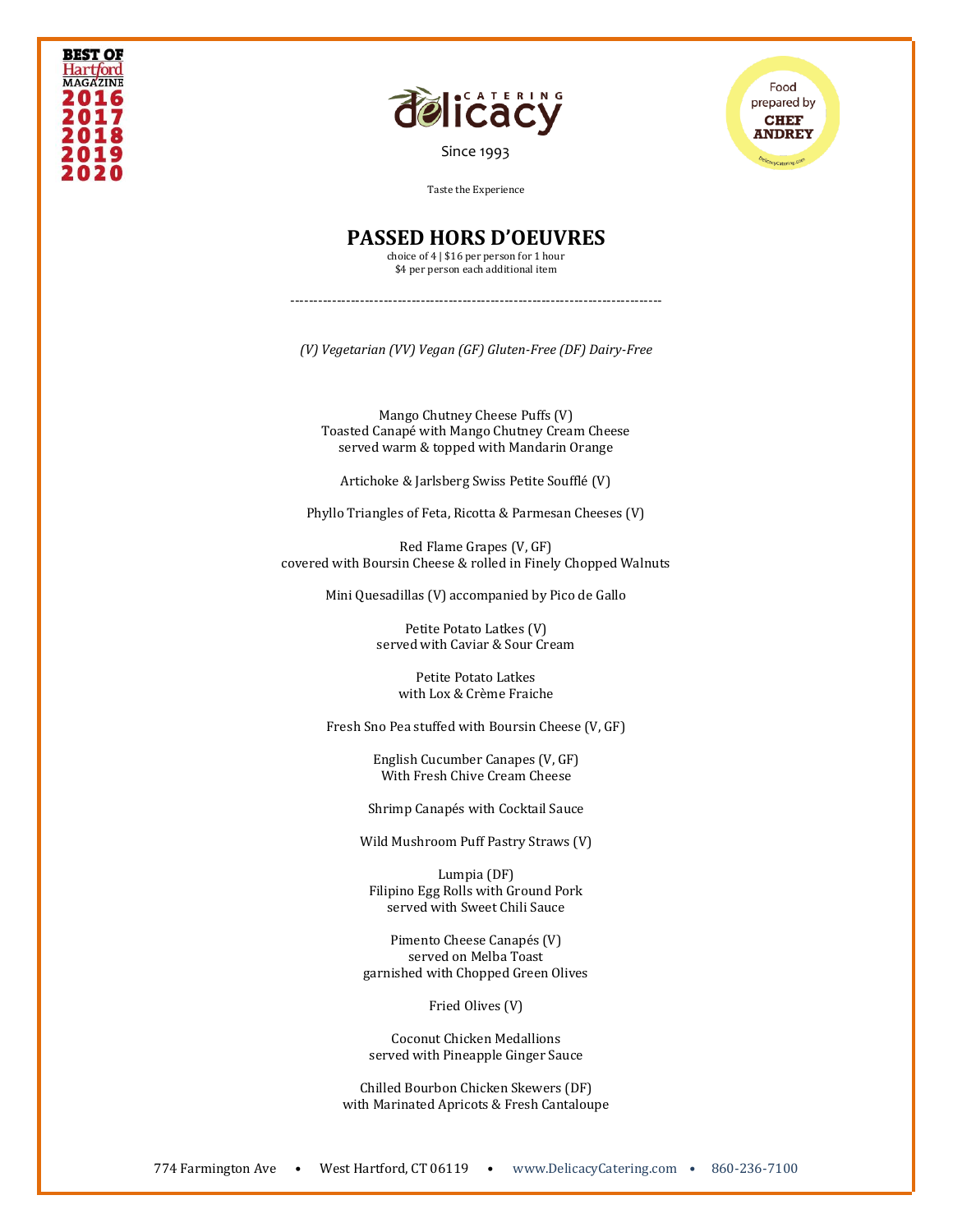BEST OF Hartford MAGAZINE 2016 2017 2018 2019 2020

Delicacy CATERING

Since 1993

Food prepared by CHEF ANDREY

Taste the Experience

# PASSED HORS D'OEUVRES

choice of 4 | $16 per person for 1 hour
$4 per person each additional item

--------------------------------------------------------------------------------

*(V) Vegetarian (VV) Vegan (GF) Gluten-Free (DF) Dairy-Free*

Mango Chutney Cheese Puffs (V)
Toasted Canapé with Mango Chutney Cream Cheese
served warm & topped with Mandarin Orange

Artichoke & Jarlsberg Swiss Petite Soufflé (V)

Phyllo Triangles of Feta, Ricotta & Parmesan Cheeses (V)

Red Flame Grapes (V, GF)
covered with Boursin Cheese & rolled in Finely Chopped Walnuts

Mini Quesadillas (V) accompanied by Pico de Gallo

Petite Potato Latkes (V)
served with Caviar & Sour Cream

Petite Potato Latkes
with Lox & Crème Fraiche

Fresh Sno Pea stuffed with Boursin Cheese (V, GF)

English Cucumber Canapes (V, GF)
With Fresh Chive Cream Cheese

Shrimp Canapés with Cocktail Sauce

Wild Mushroom Puff Pastry Straws (V)

Lumpia (DF)
Filipino Egg Rolls with Ground Pork
served with Sweet Chili Sauce

Pimento Cheese Canapés (V)
served on Melba Toast
garnished with Chopped Green Olives

Fried Olives (V)

Coconut Chicken Medallions
served with Pineapple Ginger Sauce

Chilled Bourbon Chicken Skewers (DF)
with Marinated Apricots & Fresh Cantaloupe

774 Farmington Ave • West Hartford, CT 06119 • www.DelicacyCatering.com • 860-236-7100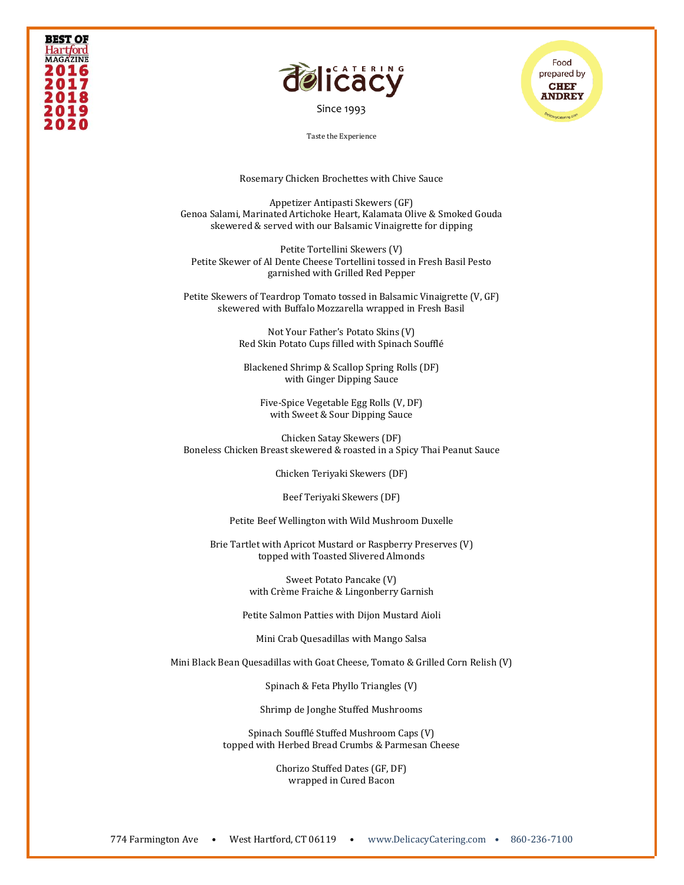Rosemary Chicken Brochettes with Chive Sauce

Appetizer Antipasti Skewers (GF)
Genoa Salami, Marinated Artichoke Heart, Kalamata Olive & Smoked Gouda
skewered & served with our Balsamic Vinaigrette for dipping

Petite Tortellini Skewers (V)
Petite Skewer of Al Dente Cheese Tortellini tossed in Fresh Basil Pesto
garnished with Grilled Red Pepper

Petite Skewers of Teardrop Tomato tossed in Balsamic Vinaigrette (V, GF)
skewered with Buffalo Mozzarella wrapped in Fresh Basil

Not Your Father's Potato Skins (V)
Red Skin Potato Cups filled with Spinach Soufflé

Blackened Shrimp & Scallop Spring Rolls (DF)
with Ginger Dipping Sauce

Five-Spice Vegetable Egg Rolls (V, DF)
with Sweet & Sour Dipping Sauce

Chicken Satay Skewers (DF)
Boneless Chicken Breast skewered & roasted in a Spicy Thai Peanut Sauce

Chicken Teriyaki Skewers (DF)

Beef Teriyaki Skewers (DF)

Petite Beef Wellington with Wild Mushroom Duxelle

Brie Tartlet with Apricot Mustard or Raspberry Preserves (V)
topped with Toasted Slivered Almonds

Sweet Potato Pancake (V)
with Crème Fraiche & Lingonberry Garnish

Petite Salmon Patties with Dijon Mustard Aioli

Mini Crab Quesadillas with Mango Salsa

Mini Black Bean Quesadillas with Goat Cheese, Tomato & Grilled Corn Relish (V)

Spinach & Feta Phyllo Triangles (V)

Shrimp de Jonghe Stuffed Mushrooms

Spinach Soufflé Stuffed Mushroom Caps (V)
topped with Herbed Bread Crumbs & Parmesan Cheese

Chorizo Stuffed Dates (GF, DF)
wrapped in Cured Bacon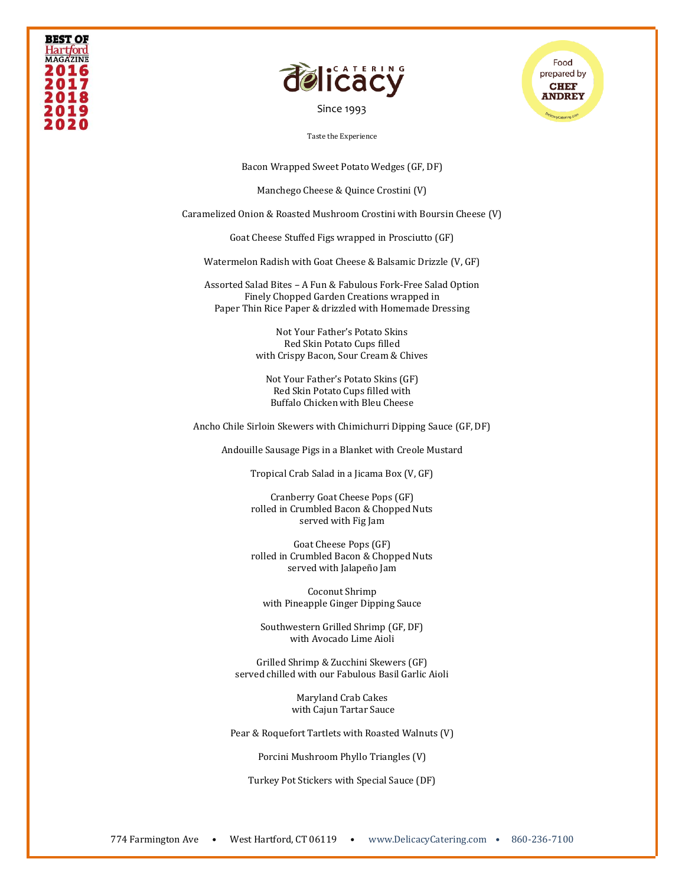BEST OF Hartford MAGAZINE 2016 2017 2018 2019 2020

Delicacy CATERING

Since 1993

Food prepared by CHEF ANDREY

Taste the Experience

Bacon Wrapped Sweet Potato Wedges (GF, DF)

Manchego Cheese & Quince Crostini (V)

Caramelized Onion & Roasted Mushroom Crostini with Boursin Cheese (V)

Goat Cheese Stuffed Figs wrapped in Prosciutto (GF)

Watermelon Radish with Goat Cheese & Balsamic Drizzle (V, GF)

Assorted Salad Bites – A Fun & Fabulous Fork-Free Salad Option
Finely Chopped Garden Creations wrapped in
Paper Thin Rice Paper & drizzled with Homemade Dressing

Not Your Father's Potato Skins
Red Skin Potato Cups filled
with Crispy Bacon, Sour Cream & Chives

Not Your Father's Potato Skins (GF)
Red Skin Potato Cups filled with
Buffalo Chicken with Bleu Cheese

Ancho Chile Sirloin Skewers with Chimichurri Dipping Sauce (GF, DF)

Andouille Sausage Pigs in a Blanket with Creole Mustard

Tropical Crab Salad in a Jicama Box (V, GF)

Cranberry Goat Cheese Pops (GF)
rolled in Crumbled Bacon & Chopped Nuts
served with Fig Jam

Goat Cheese Pops (GF)
rolled in Crumbled Bacon & Chopped Nuts
served with Jalapeño Jam

Coconut Shrimp
with Pineapple Ginger Dipping Sauce

Southwestern Grilled Shrimp (GF, DF)
with Avocado Lime Aioli

Grilled Shrimp & Zucchini Skewers (GF)
served chilled with our Fabulous Basil Garlic Aioli

Maryland Crab Cakes
with Cajun Tartar Sauce

Pear & Roquefort Tartlets with Roasted Walnuts (V)

Porcini Mushroom Phyllo Triangles (V)

Turkey Pot Stickers with Special Sauce (DF)

774 Farmington Ave • West Hartford, CT 06119 • www.DelicacyCatering.com • 860-236-7100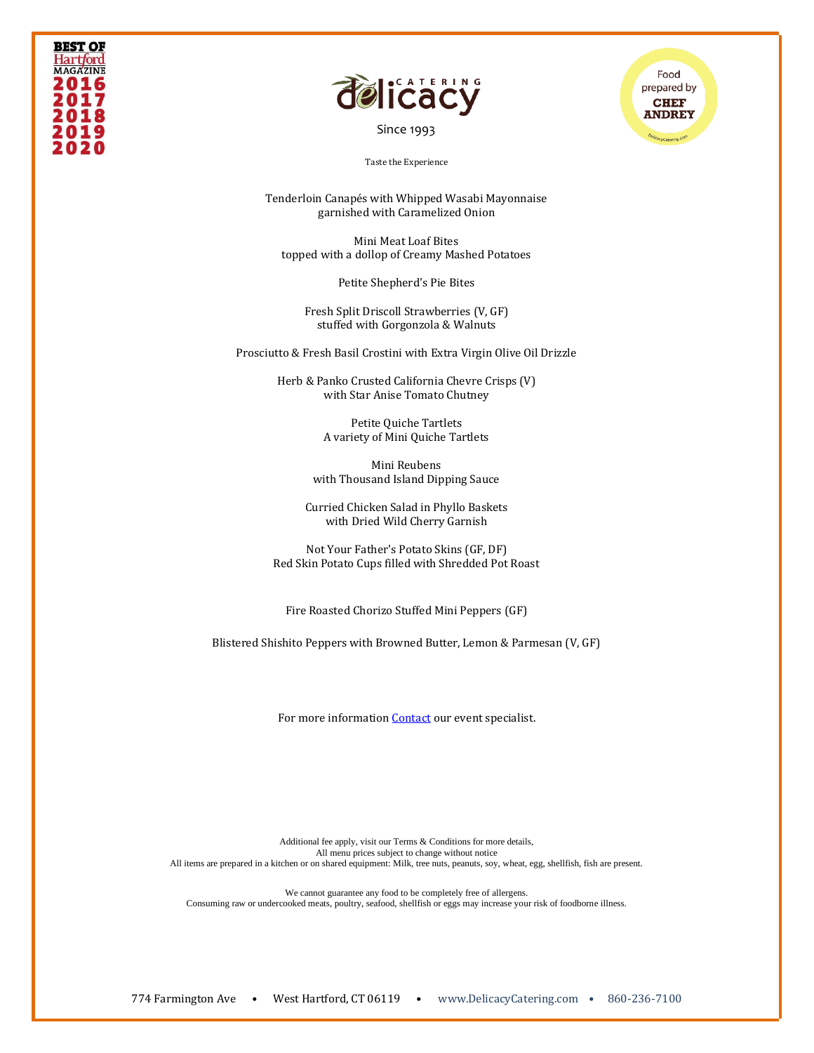BEST OF Hartford MAGAZINE 2016 2017 2018 2019 2020

CATERING delicacy

Since 1993

Food prepared by CHEF ANDREY

Taste the Experience

Tenderloin Canapés with Whipped Wasabi Mayonnaise
garnished with Caramelized Onion

Mini Meat Loaf Bites
topped with a dollop of Creamy Mashed Potatoes

Petite Shepherd's Pie Bites

Fresh Split Driscoll Strawberries (V, GF)
stuffed with Gorgonzola & Walnuts

Prosciutto & Fresh Basil Crostini with Extra Virgin Olive Oil Drizzle

Herb & Panko Crusted California Chevre Crisps (V)
with Star Anise Tomato Chutney

Petite Quiche Tartlets
A variety of Mini Quiche Tartlets

Mini Reubens
with Thousand Island Dipping Sauce

Curried Chicken Salad in Phyllo Baskets
with Dried Wild Cherry Garnish

Not Your Father's Potato Skins (GF, DF)
Red Skin Potato Cups filled with Shredded Pot Roast

Fire Roasted Chorizo Stuffed Mini Peppers (GF)

Blistered Shishito Peppers with Browned Butter, Lemon & Parmesan (V, GF)

For more information Contact our event specialist.

Additional fee apply, visit our Terms & Conditions for more details,
All menu prices subject to change without notice
All items are prepared in a kitchen or on shared equipment: Milk, tree nuts, peanuts, soy, wheat, egg, shellfish, fish are present.

We cannot guarantee any food to be completely free of allergens.
Consuming raw or undercooked meats, poultry, seafood, shellfish or eggs may increase your risk of foodborne illness.

774 Farmington Ave • West Hartford, CT 06119 • www.DelicacyCatering.com • 860-236-7100